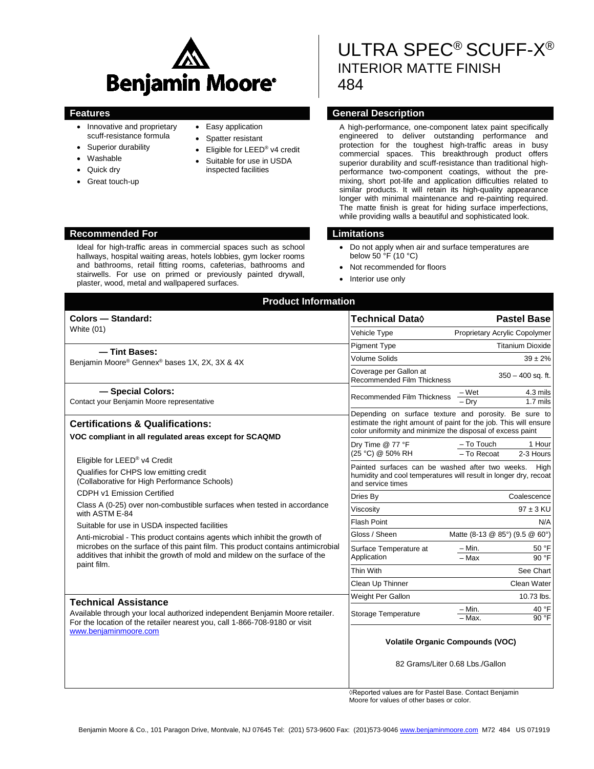Benjamin Moore®

# ULTRA SPEC® SCUFF-X®
## INTERIOR MATTE FINISH
## 484

### Features

- Innovative and proprietary scuff-resistance formula
- Superior durability
- Washable
- Quick dry
- Great touch-up
- Easy application
- Spatter resistant
- Eligible for LEED® v4 credit
- Suitable for use in USDA inspected facilities

### General Description

A high-performance, one-component latex paint specifically engineered to deliver outstanding performance and protection for the toughest high-traffic areas in busy commercial spaces. This breakthrough product offers superior durability and scuff-resistance than traditional high-performance two-component coatings, without the pre-mixing, short pot-life and application difficulties related to similar products. It will retain its high-quality appearance longer with minimal maintenance and re-painting required. The matte finish is great for hiding surface imperfections, while providing walls a beautiful and sophisticated look.

### Recommended For

Ideal for high-traffic areas in commercial spaces such as school hallways, hospital waiting areas, hotels lobbies, gym locker rooms and bathrooms, retail fitting rooms, cafeterias, bathrooms and stairwells. For use on primed or previously painted drywall, plaster, wood, metal and wallpapered surfaces.

### Limitations

- Do not apply when air and surface temperatures are below 50 °F (10 °C)
- Not recommended for floors
- Interior use only

## Product Information

### Colors — Standard:

White (01)

**— Tint Bases:**

Benjamin Moore® Gennex® bases 1X, 2X, 3X & 4X

**— Special Colors:**

Contact your Benjamin Moore representative

### Certifications & Qualifications:

**VOC compliant in all regulated areas except for SCAQMD**

Eligible for LEED® v4 Credit

Qualifies for CHPS low emitting credit (Collaborative for High Performance Schools)

CDPH v1 Emission Certified

Class A (0-25) over non-combustible surfaces when tested in accordance with ASTM E-84

Suitable for use in USDA inspected facilities

Anti-microbial - This product contains agents which inhibit the growth of microbes on the surface of this paint film. This product contains antimicrobial additives that inhibit the growth of mold and mildew on the surface of the paint film.

### Technical Assistance

Available through your local authorized independent Benjamin Moore retailer. For the location of the retailer nearest you, call 1-866-708-9180 or visit www.benjaminmoore.com

| Technical Data◊ | | Pastel Base |
|---|---|---|
| Vehicle Type | | Proprietary Acrylic Copolymer |
| Pigment Type | | Titanium Dioxide |
| Volume Solids | | 39 ± 2% |
| Coverage per Gallon at Recommended Film Thickness | | 350 – 400 sq. ft. |
| Recommended Film Thickness | – Wet | 4.3 mils |
| | – Dry | 1.7 mils |
| Depending on surface texture and porosity. Be sure to estimate the right amount of paint for the job. This will ensure color uniformity and minimize the disposal of excess paint | | |
| Dry Time @ 77 °F (25 °C) @ 50% RH | – To Touch | 1 Hour |
| | – To Recoat | 2-3 Hours |
| Painted surfaces can be washed after two weeks. High humidity and cool temperatures will result in longer dry, recoat and service times | | |
| Dries By | | Coalescence |
| Viscosity | | 97 ± 3 KU |
| Flash Point | | N/A |
| Gloss / Sheen | | Matte (8-13 @ 85°) (9.5 @ 60°) |
| Surface Temperature at Application | – Min. | 50 °F |
| | – Max | 90 °F |
| Thin With | | See Chart |
| Clean Up Thinner | | Clean Water |
| Weight Per Gallon | | 10.73 lbs. |
| Storage Temperature | – Min. | 40 °F |
| | – Max. | 90 °F |

**Volatile Organic Compounds (VOC)**

82 Grams/Liter 0.68 Lbs./Gallon

◊Reported values are for Pastel Base. Contact Benjamin Moore for values of other bases or color.

Benjamin Moore & Co., 101 Paragon Drive, Montvale, NJ 07645 Tel: (201) 573-9600 Fax: (201)573-9046 www.benjaminmoore.com M72 484 US 071919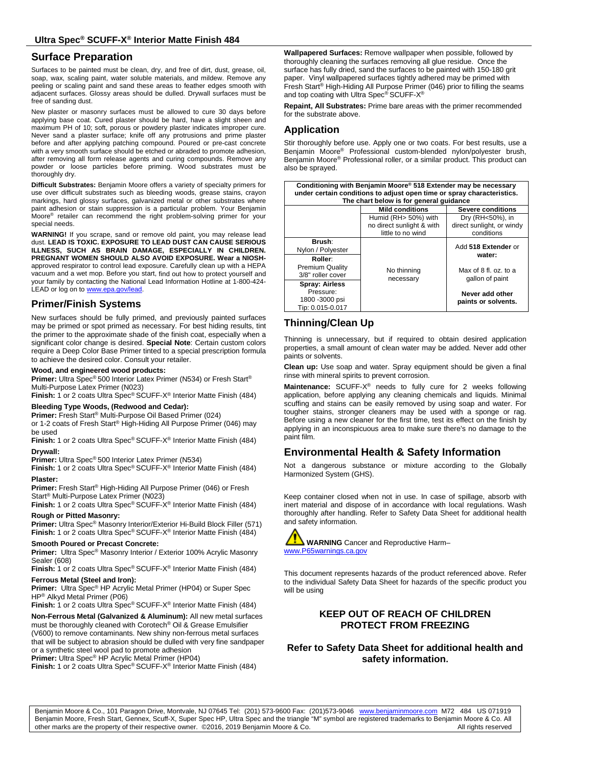## Surface Preparation

Surfaces to be painted must be clean, dry, and free of dirt, dust, grease, oil, soap, wax, scaling paint, water soluble materials, and mildew. Remove any peeling or scaling paint and sand these areas to feather edges smooth with adjacent surfaces. Glossy areas should be dulled. Drywall surfaces must be free of sanding dust.

New plaster or masonry surfaces must be allowed to cure 30 days before applying base coat. Cured plaster should be hard, have a slight sheen and maximum PH of 10; soft, porous or powdery plaster indicates improper cure. Never sand a plaster surface; knife off any protrusions and prime plaster before and after applying patching compound. Poured or pre-cast concrete with a very smooth surface should be etched or abraded to promote adhesion, after removing all form release agents and curing compounds. Remove any powder or loose particles before priming. Wood substrates must be thoroughly dry.

**Difficult Substrates:** Benjamin Moore offers a variety of specialty primers for use over difficult substrates such as bleeding woods, grease stains, crayon markings, hard glossy surfaces, galvanized metal or other substrates where paint adhesion or stain suppression is a particular problem. Your Benjamin Moore® retailer can recommend the right problem-solving primer for your special needs.

**WARNING!** If you scrape, sand or remove old paint, you may release lead dust. **LEAD IS TOXIC. EXPOSURE TO LEAD DUST CAN CAUSE SERIOUS ILLNESS, SUCH AS BRAIN DAMAGE, ESPECIALLY IN CHILDREN. PREGNANT WOMEN SHOULD ALSO AVOID EXPOSURE. Wear a NIOSH-**approved respirator to control lead exposure. Carefully clean up with a HEPA vacuum and a wet mop. Before you start, find out how to protect yourself and your family by contacting the National Lead Information Hotline at 1-800-424-LEAD or log on to www.epa.gov/lead.

## Primer/Finish Systems

New surfaces should be fully primed, and previously painted surfaces may be primed or spot primed as necessary. For best hiding results, tint the primer to the approximate shade of the finish coat, especially when a significant color change is desired. **Special Note**: Certain custom colors require a Deep Color Base Primer tinted to a special prescription formula to achieve the desired color. Consult your retailer.

**Wood, and engineered wood products:**
**Primer:** Ultra Spec® 500 Interior Latex Primer (N534) or Fresh Start® Multi-Purpose Latex Primer (N023)
**Finish:** 1 or 2 coats Ultra Spec® SCUFF-X® Interior Matte Finish (484)

**Bleeding Type Woods, (Redwood and Cedar):**
**Primer:** Fresh Start® Multi-Purpose Oil Based Primer (024)
or 1-2 coats of Fresh Start® High-Hiding All Purpose Primer (046) may be used
**Finish:** 1 or 2 coats Ultra Spec® SCUFF-X® Interior Matte Finish (484)

**Drywall:**
**Primer:** Ultra Spec® 500 Interior Latex Primer (N534)
**Finish:** 1 or 2 coats Ultra Spec® SCUFF-X® Interior Matte Finish (484)

**Plaster:**
**Primer:** Fresh Start® High-Hiding All Purpose Primer (046) or Fresh Start® Multi-Purpose Latex Primer (N023)
**Finish:** 1 or 2 coats Ultra Spec® SCUFF-X® Interior Matte Finish (484)

**Rough or Pitted Masonry:**
**Primer:** Ultra Spec® Masonry Interior/Exterior Hi-Build Block Filler (571)
**Finish:** 1 or 2 coats Ultra Spec® SCUFF-X® Interior Matte Finish (484)

**Smooth Poured or Precast Concrete:**
**Primer:** Ultra Spec® Masonry Interior / Exterior 100% Acrylic Masonry Sealer (608)
**Finish:** 1 or 2 coats Ultra Spec® SCUFF-X® Interior Matte Finish (484)

**Ferrous Metal (Steel and Iron):**
**Primer:** Ultra Spec® HP Acrylic Metal Primer (HP04) or Super Spec HP® Alkyd Metal Primer (P06)
**Finish:** 1 or 2 coats Ultra Spec® SCUFF-X® Interior Matte Finish (484)

**Non-Ferrous Metal (Galvanized & Aluminum):** All new metal surfaces must be thoroughly cleaned with Corotech® Oil & Grease Emulsifier (V600) to remove contaminants. New shiny non-ferrous metal surfaces that will be subject to abrasion should be dulled with very fine sandpaper or a synthetic steel wool pad to promote adhesion
**Primer:** Ultra Spec® HP Acrylic Metal Primer (HP04)
**Finish:** 1 or 2 coats Ultra Spec® SCUFF-X® Interior Matte Finish (484)

**Wallpapered Surfaces:** Remove wallpaper when possible, followed by thoroughly cleaning the surfaces removing all glue residue. Once the surface has fully dried, sand the surfaces to be painted with 150-180 grit paper. Vinyl wallpapered surfaces tightly adhered may be primed with Fresh Start® High-Hiding All Purpose Primer (046) prior to filling the seams and top coating with Ultra Spec® SCUFF-X®

**Repaint, All Substrates:** Prime bare areas with the primer recommended for the substrate above.

## Application

Stir thoroughly before use. Apply one or two coats. For best results, use a Benjamin Moore® Professional custom-blended nylon/polyester brush, Benjamin Moore® Professional roller, or a similar product. This product can also be sprayed.

**Conditioning with Benjamin Moore® 518 Extender may be necessary under certain conditions to adjust open time or spray characteristics. The chart below is for general guidance**

| | **Mild conditions** | **Severe conditions** |
|---|---|---|
| | Humid (RH> 50%) with no direct sunlight & with little to no wind | Dry (RH<50%), in direct sunlight, or windy conditions |
| **Brush**: Nylon / Polyester | No thinning necessary | Add **518 Extender** or **water:** Max of 8 fl. oz. to a gallon of paint **Never add other paints or solvents.** |
| **Roller**: Premium Quality 3/8" roller cover | | |
| **Spray: Airless** Pressure: 1800 -3000 psi Tip: 0.015-0.017 | | |

## Thinning/Clean Up

Thinning is unnecessary, but if required to obtain desired application properties, a small amount of clean water may be added. Never add other paints or solvents.

**Clean up:** Use soap and water. Spray equipment should be given a final rinse with mineral spirits to prevent corrosion.

**Maintenance:** SCUFF-X® needs to fully cure for 2 weeks following application, before applying any cleaning chemicals and liquids. Minimal scuffing and stains can be easily removed by using soap and water. For tougher stains, stronger cleaners may be used with a sponge or rag. Before using a new cleaner for the first time, test its effect on the finish by applying in an inconspicuous area to make sure there's no damage to the paint film.

## Environmental Health & Safety Information

Not a dangerous substance or mixture according to the Globally Harmonized System (GHS).

Keep container closed when not in use. In case of spillage, absorb with inert material and dispose of in accordance with local regulations. Wash thoroughly after handling. Refer to Safety Data Sheet for additional health and safety information.

**WARNING** Cancer and Reproductive Harm– www.P65warnings.ca.gov

This document represents hazards of the product referenced above. Refer to the individual Safety Data Sheet for hazards of the specific product you will be using

**KEEP OUT OF REACH OF CHILDREN**
**PROTECT FROM FREEZING**

**Refer to Safety Data Sheet for additional health and safety information.**

Benjamin Moore & Co., 101 Paragon Drive, Montvale, NJ 07645 Tel: (201) 573-9600 Fax: (201)573-9046 www.benjaminmoore.com M72 484 US 071919
Benjamin Moore, Fresh Start, Gennex, Scuff-X, Super Spec HP, Ultra Spec and the triangle "M" symbol are registered trademarks to Benjamin Moore & Co. All other marks are the property of their respective owner. ©2016, 2019 Benjamin Moore & Co. All rights reserved